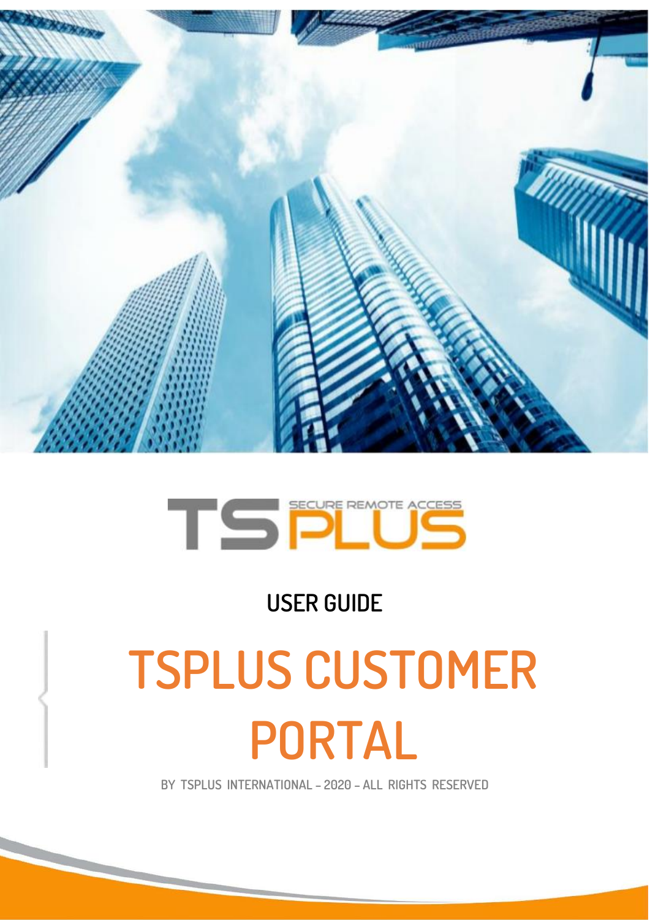TSPLUS SECURE REMOTE ACCESS

USER GUIDE

# TSPLUS CUSTOMER PORTAL

BY TSPLUS INTERNATIONAL – 2020 – ALL RIGHTS RESERVED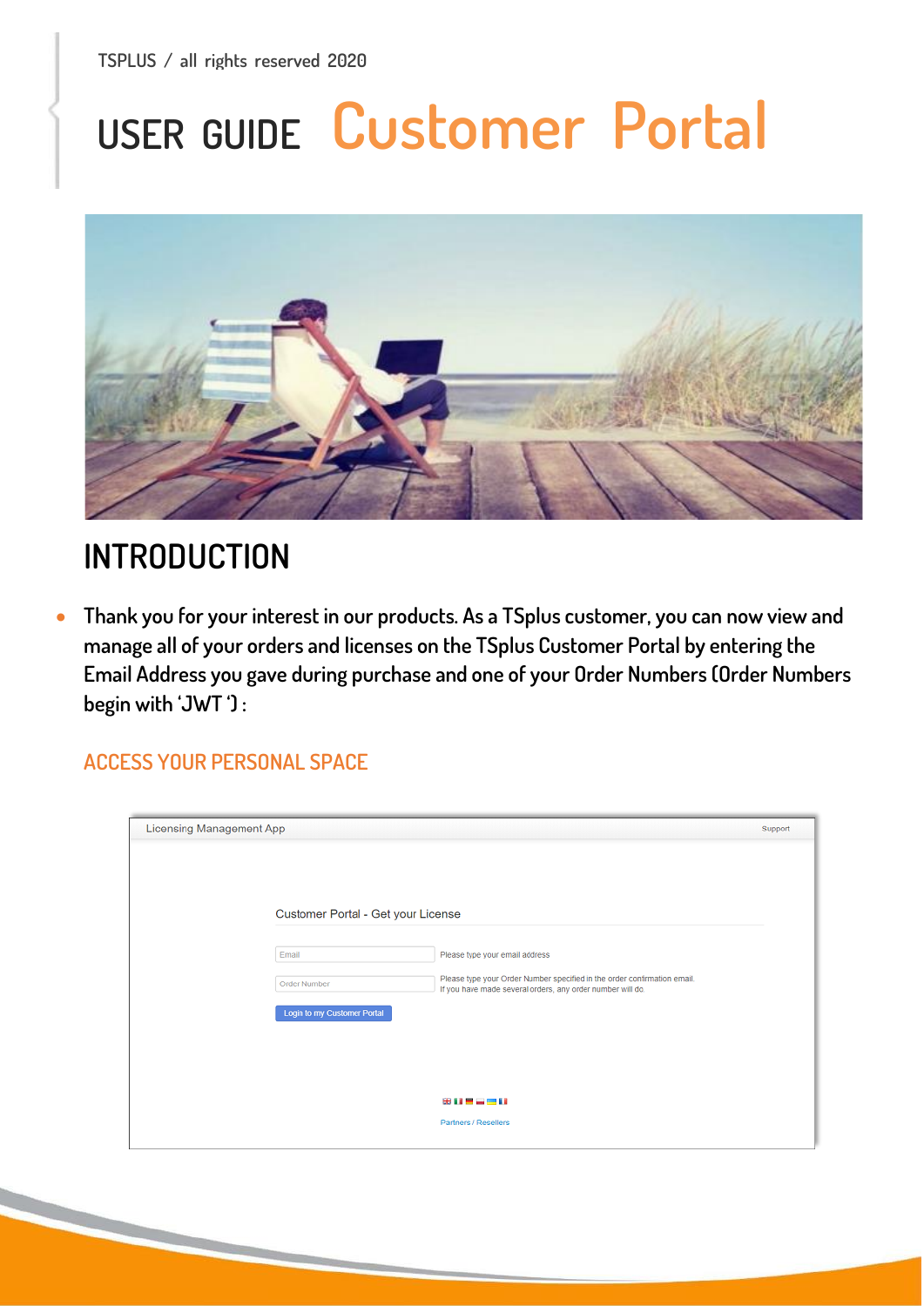TSPLUS / all rights reserved 2020

# USER GUIDE Customer Portal

## INTRODUCTION

- Thank you for your interest in our products. As a TSplus customer, you can now view and manage all of your orders and licenses on the TSplus Customer Portal by entering the Email Address you gave during purchase and one of your Order Numbers (Order Numbers begin with 'JWT ') :

### ACCESS YOUR PERSONAL SPACE

Licensing Management App — Support

Customer Portal - Get your License

Email — Please type your email address

Order Number — Please type your Order Number specified in the order confirmation email. If you have made several orders, any order number will do.

Login to my Customer Portal

Partners / Resellers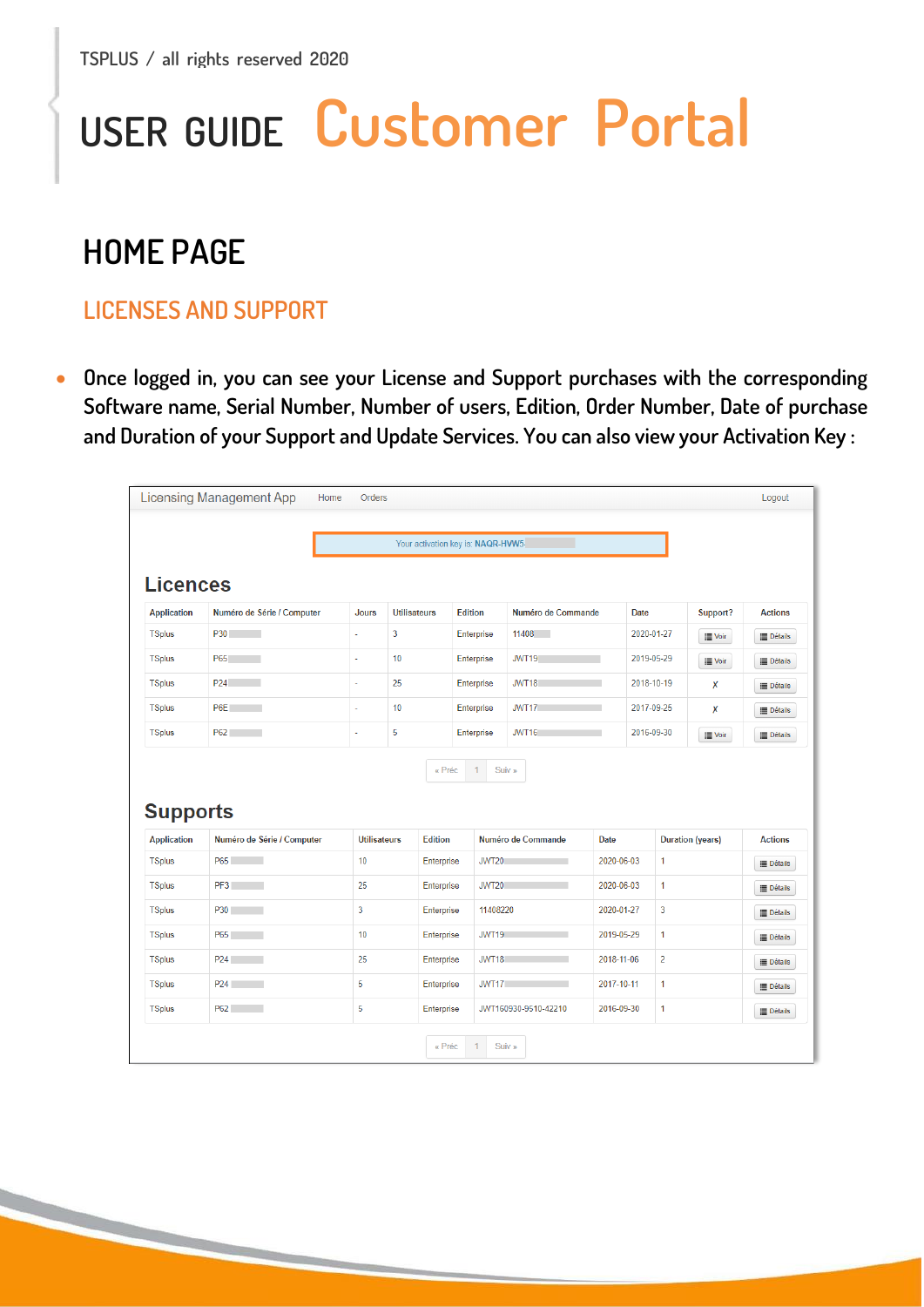USER GUIDE **Customer Portal**

## HOME PAGE

### LICENSES AND SUPPORT

- Once logged in, you can see your License and Support purchases with the corresponding Software name, Serial Number, Number of users, Edition, Order Number, Date of purchase and Duration of your Support and Update Services. You can also view your Activation Key :

Licensing Management App   Home   Orders   Logout

Your activation key is: NAQR-HVW5-

**Licences**

| Application | Numéro de Série / Computer | Jours | Utilisateurs | Edition | Numéro de Commande | Date | Support? | Actions |
|---|---|---|---|---|---|---|---|---|
| TSplus | P30 | - | 3 | Enterprise | 11408 | 2020-01-27 | Voir | Détails |
| TSplus | P65 | - | 10 | Enterprise | JWT19 | 2019-05-29 | Voir | Détails |
| TSplus | P24 | - | 25 | Enterprise | JWT18 | 2018-10-19 | ✗ | Détails |
| TSplus | P6E | - | 10 | Enterprise | JWT17 | 2017-09-25 | ✗ | Détails |
| TSplus | P62 | - | 5 | Enterprise | JWT16 | 2016-09-30 | Voir | Détails |

« Préc 1 Suiv »

**Supports**

| Application | Numéro de Série / Computer | Utilisateurs | Edition | Numéro de Commande | Date | Duration (years) | Actions |
|---|---|---|---|---|---|---|---|
| TSplus | P65 | 10 | Enterprise | JWT20 | 2020-06-03 | 1 | Détails |
| TSplus | PF3 | 25 | Enterprise | JWT20 | 2020-06-03 | 1 | Détails |
| TSplus | P30 | 3 | Enterprise | 11408220 | 2020-01-27 | 3 | Détails |
| TSplus | P65 | 10 | Enterprise | JWT19 | 2019-05-29 | 1 | Détails |
| TSplus | P24 | 25 | Enterprise | JWT18 | 2018-11-06 | 2 | Détails |
| TSplus | P24 | 5 | Enterprise | JWT17 | 2017-10-11 | 1 | Détails |
| TSplus | P62 | 5 | Enterprise | JWT160930-9510-42210 | 2016-09-30 | 1 | Détails |

« Préc 1 Suiv »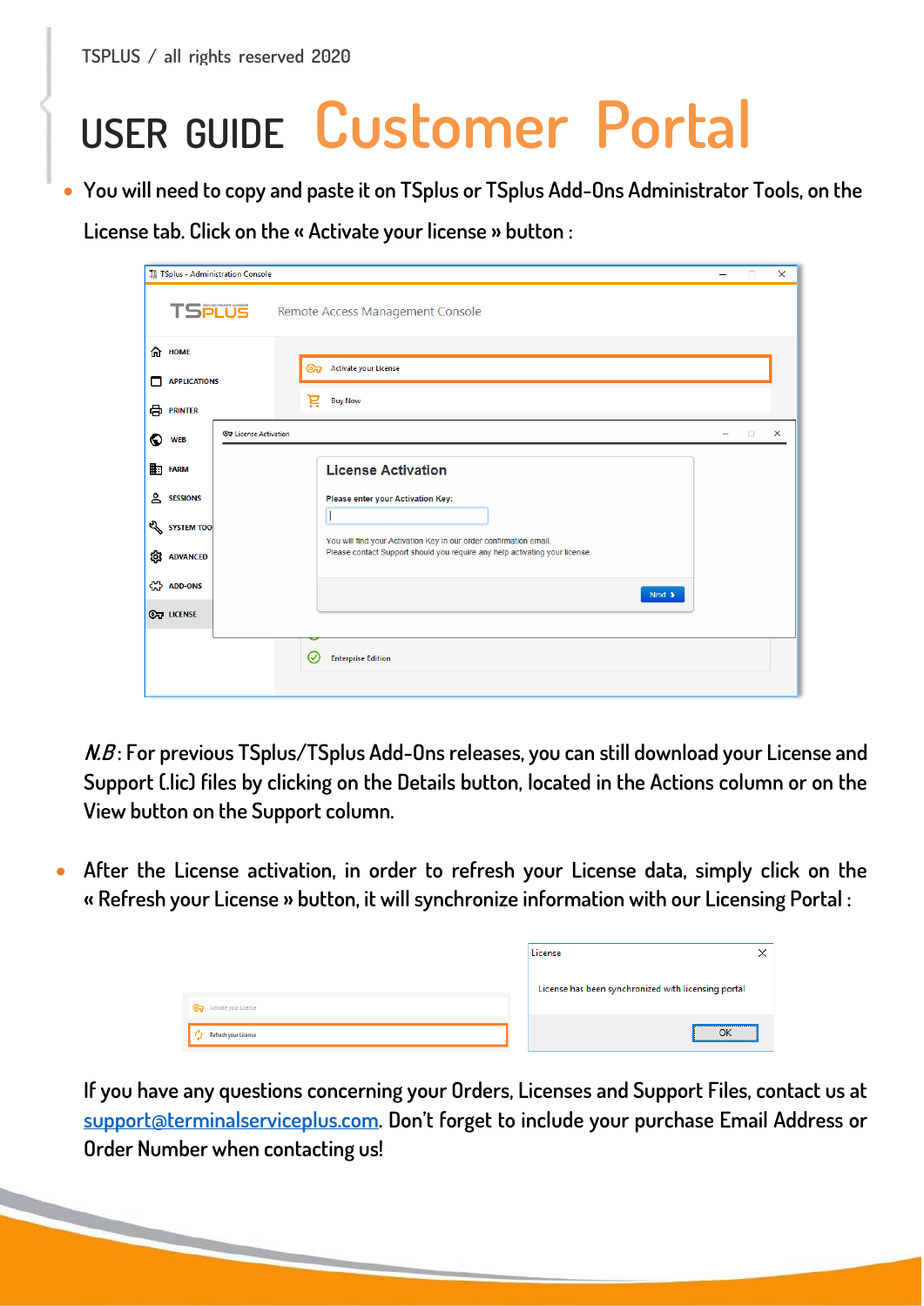- You will need to copy and paste it on TSplus or TSplus Add-Ons Administrator Tools, on the License tab. Click on the « Activate your license » button :

*N.B* : For previous TSplus/TSplus Add-Ons releases, you can still download your License and Support (.lic) files by clicking on the Details button, located in the Actions column or on the View button on the Support column.

- After the License activation, in order to refresh your License data, simply click on the « Refresh your License » button, it will synchronize information with our Licensing Portal :

If you have any questions concerning your Orders, Licenses and Support Files, contact us at [support@terminalserviceplus.com](mailto:support@terminalserviceplus.com). Don't forget to include your purchase Email Address or Order Number when contacting us!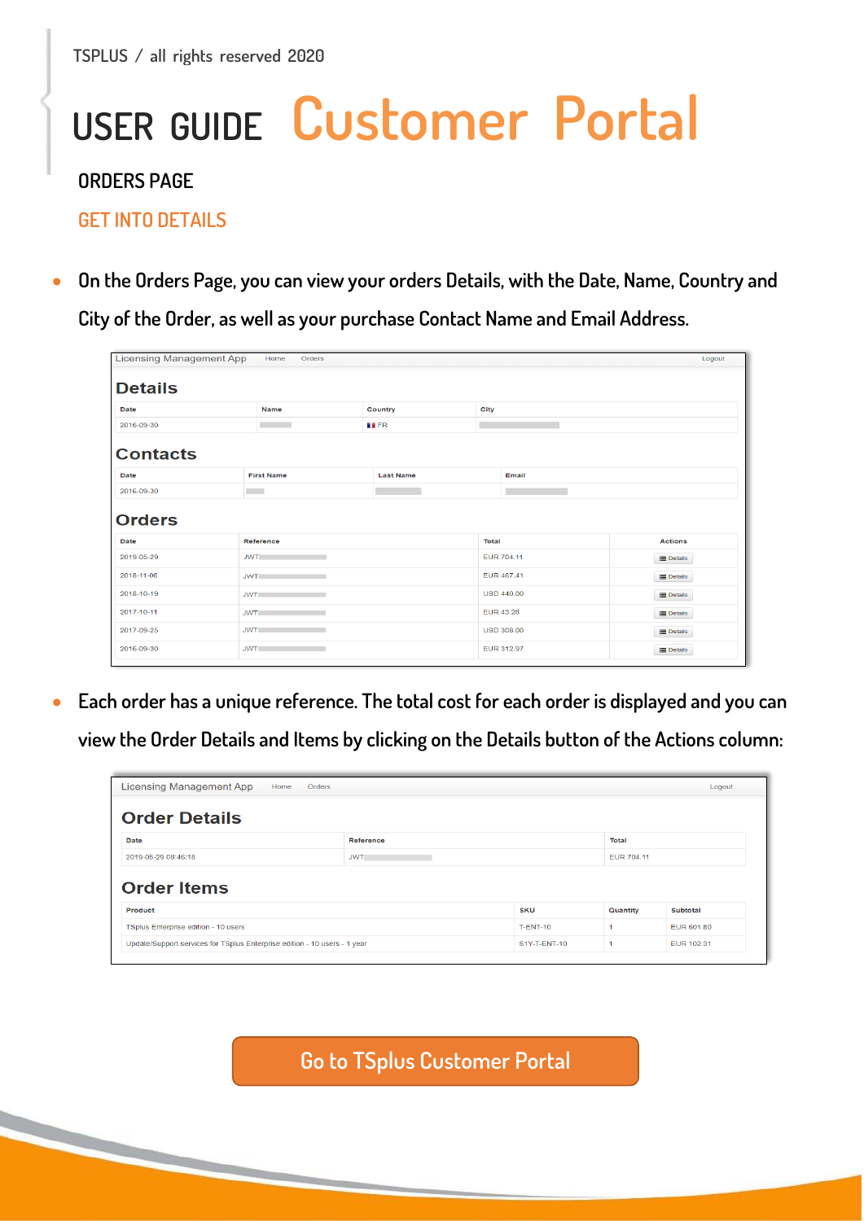# USER GUIDE Customer Portal

## ORDERS PAGE

### GET INTO DETAILS

- On the Orders Page, you can view your orders Details, with the Date, Name, Country and City of the Order, as well as your purchase Contact Name and Email Address.

Licensing Management App Home Orders Logout

**Details**

| Date | Name | Country | City |
|---|---|---|---|
| 2016-09-30 | | FR | |

**Contacts**

| Date | First Name | Last Name | Email |
|---|---|---|---|
| 2016-09-30 | | | |

**Orders**

| Date | Reference | Total | Actions |
|---|---|---|---|
| 2019-05-29 | JWT | EUR 704.11 | Details |
| 2018-11-06 | JWT | EUR 467.41 | Details |
| 2018-10-19 | JWT | USD 440.00 | Details |
| 2017-10-11 | JWT | EUR 43.28 | Details |
| 2017-09-25 | JWT | USD 308.00 | Details |
| 2016-09-30 | JWT | EUR 312.97 | Details |

- Each order has a unique reference. The total cost for each order is displayed and you can view the Order Details and Items by clicking on the Details button of the Actions column:

Licensing Management App Home Orders Logout

**Order Details**

| Date | Reference | Total |
|---|---|---|
| 2019-05-29 08:46:18 | JWT | EUR 704.11 |

**Order Items**

| Product | SKU | Quantity | Subtotal |
|---|---|---|---|
| TSplus Enterprise edition - 10 users | T-ENT-10 | 1 | EUR 601.80 |
| Update/Support services for TSplus Enterprise edition - 10 users - 1 year | S1Y-T-ENT-10 | 1 | EUR 102.31 |

Go to TSplus Customer Portal